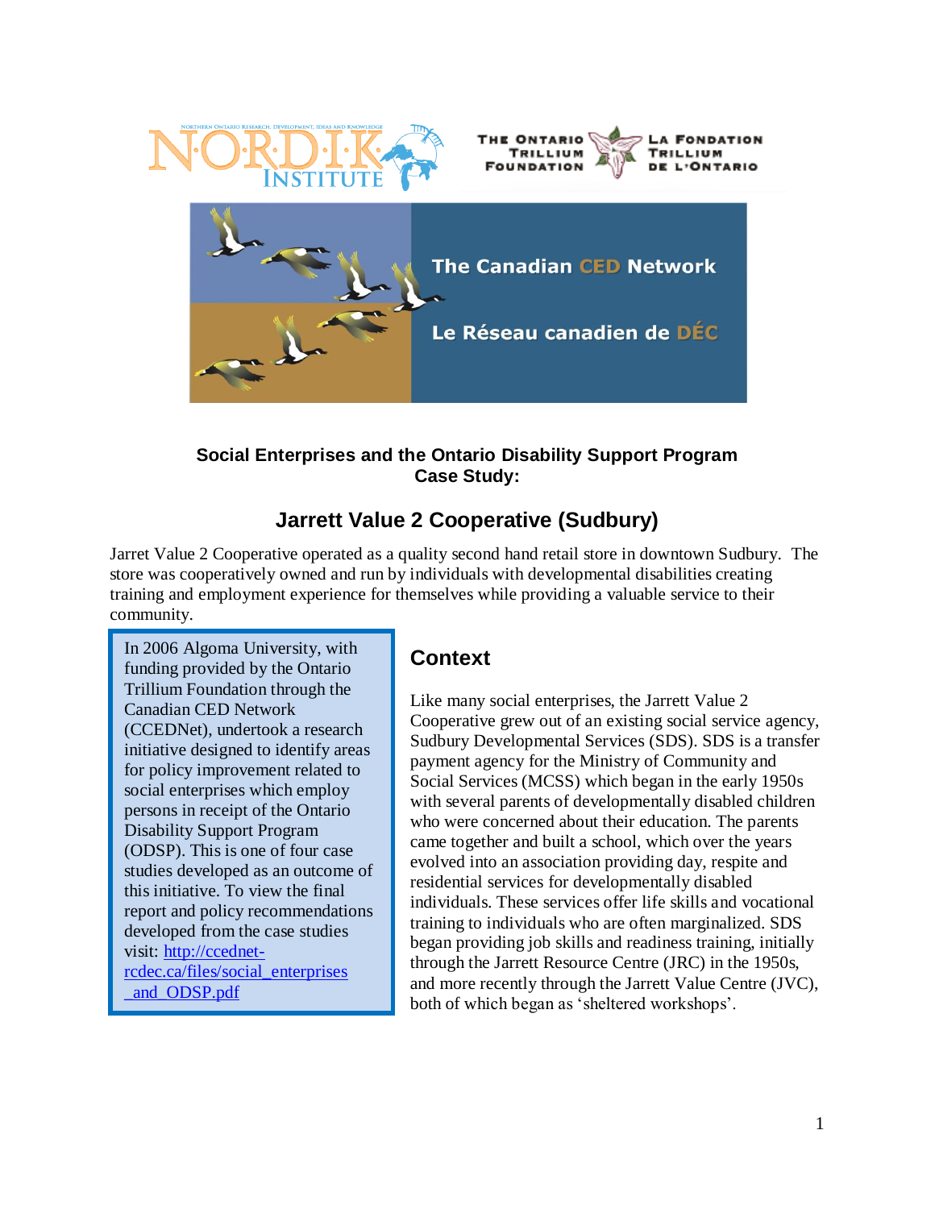Social Enterprises and the Ontario Disability Support Program Case Study:

# Jarrett Value 2 Cooperative (Sudbury)

Jarret Value 2 Cooperative operated as a quality second hand retail store in downtown Sudbury. The store was cooperatively owned and run by individuals with developmental disabilities creating training and employment experience for themselves while providing a valuable service to their community.

> In 2006 Algoma University, with funding provided by the Ontario Trillium Foundation through the Canadian CED Network (CCEDNet), undertook a research initiative designed to identify areas for policy improvement related to social enterprises which employ persons in receipt of the Ontario Disability Support Program (ODSP). This is one of four case studies developed as an outcome of this initiative. To view the final report and policy recommendations developed from the case studies visit: [http://ccednet-rcdec.ca/files/social_enterprises_and_ODSP.pdf](http://ccednet-rcdec.ca/files/social_enterprises_and_ODSP.pdf)

## Context

Like many social enterprises, the Jarrett Value 2 Cooperative grew out of an existing social service agency, Sudbury Developmental Services (SDS). SDS is a transfer payment agency for the Ministry of Community and Social Services (MCSS) which began in the early 1950s with several parents of developmentally disabled children who were concerned about their education. The parents came together and built a school, which over the years evolved into an association providing day, respite and residential services for developmentally disabled individuals. These services offer life skills and vocational training to individuals who are often marginalized. SDS began providing job skills and readiness training, initially through the Jarrett Resource Centre (JRC) in the 1950s, and more recently through the Jarrett Value Centre (JVC), both of which began as 'sheltered workshops'.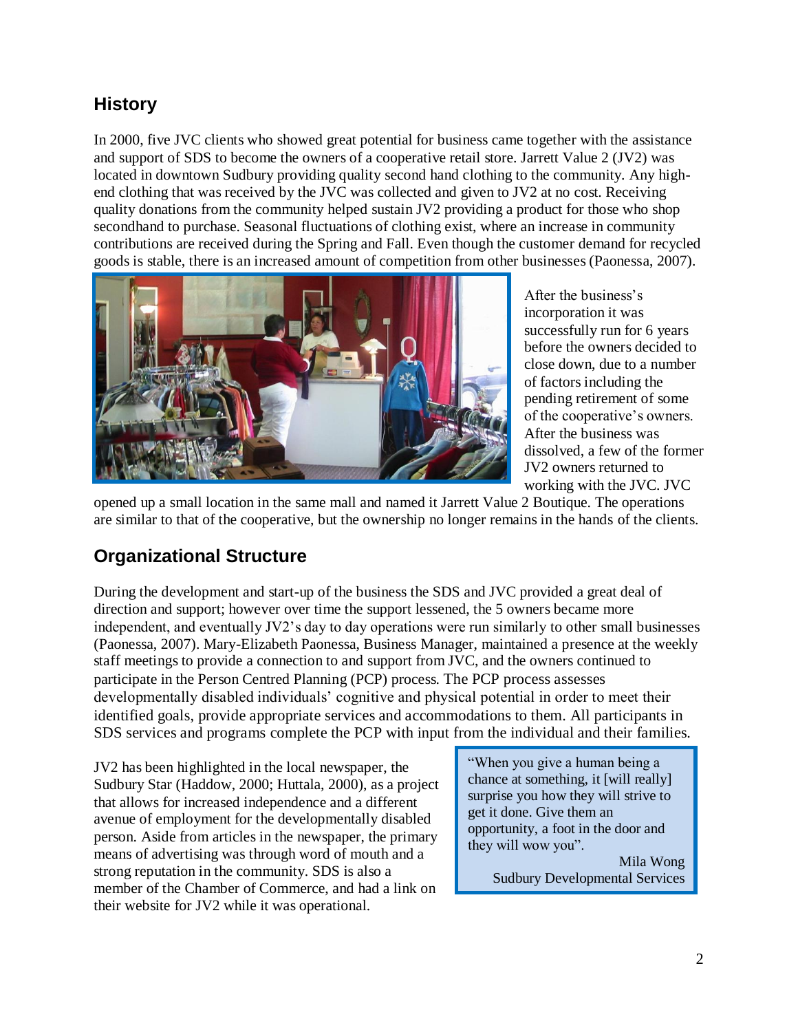## History

In 2000, five JVC clients who showed great potential for business came together with the assistance and support of SDS to become the owners of a cooperative retail store. Jarrett Value 2 (JV2) was located in downtown Sudbury providing quality second hand clothing to the community. Any high-end clothing that was received by the JVC was collected and given to JV2 at no cost. Receiving quality donations from the community helped sustain JV2 providing a product for those who shop secondhand to purchase. Seasonal fluctuations of clothing exist, where an increase in community contributions are received during the Spring and Fall. Even though the customer demand for recycled goods is stable, there is an increased amount of competition from other businesses (Paonessa, 2007).

After the business's incorporation it was successfully run for 6 years before the owners decided to close down, due to a number of factors including the pending retirement of some of the cooperative's owners. After the business was dissolved, a few of the former JV2 owners returned to working with the JVC. JVC opened up a small location in the same mall and named it Jarrett Value 2 Boutique. The operations are similar to that of the cooperative, but the ownership no longer remains in the hands of the clients.

## Organizational Structure

During the development and start-up of the business the SDS and JVC provided a great deal of direction and support; however over time the support lessened, the 5 owners became more independent, and eventually JV2's day to day operations were run similarly to other small businesses (Paonessa, 2007). Mary-Elizabeth Paonessa, Business Manager, maintained a presence at the weekly staff meetings to provide a connection to and support from JVC, and the owners continued to participate in the Person Centred Planning (PCP) process. The PCP process assesses developmentally disabled individuals' cognitive and physical potential in order to meet their identified goals, provide appropriate services and accommodations to them. All participants in SDS services and programs complete the PCP with input from the individual and their families.

JV2 has been highlighted in the local newspaper, the Sudbury Star (Haddow, 2000; Huttala, 2000), as a project that allows for increased independence and a different avenue of employment for the developmentally disabled person. Aside from articles in the newspaper, the primary means of advertising was through word of mouth and a strong reputation in the community. SDS is also a member of the Chamber of Commerce, and had a link on their website for JV2 while it was operational.

> "When you give a human being a chance at something, it [will really] surprise you how they will strive to get it done. Give them an opportunity, a foot in the door and they will wow you".
>
> Mila Wong
> Sudbury Developmental Services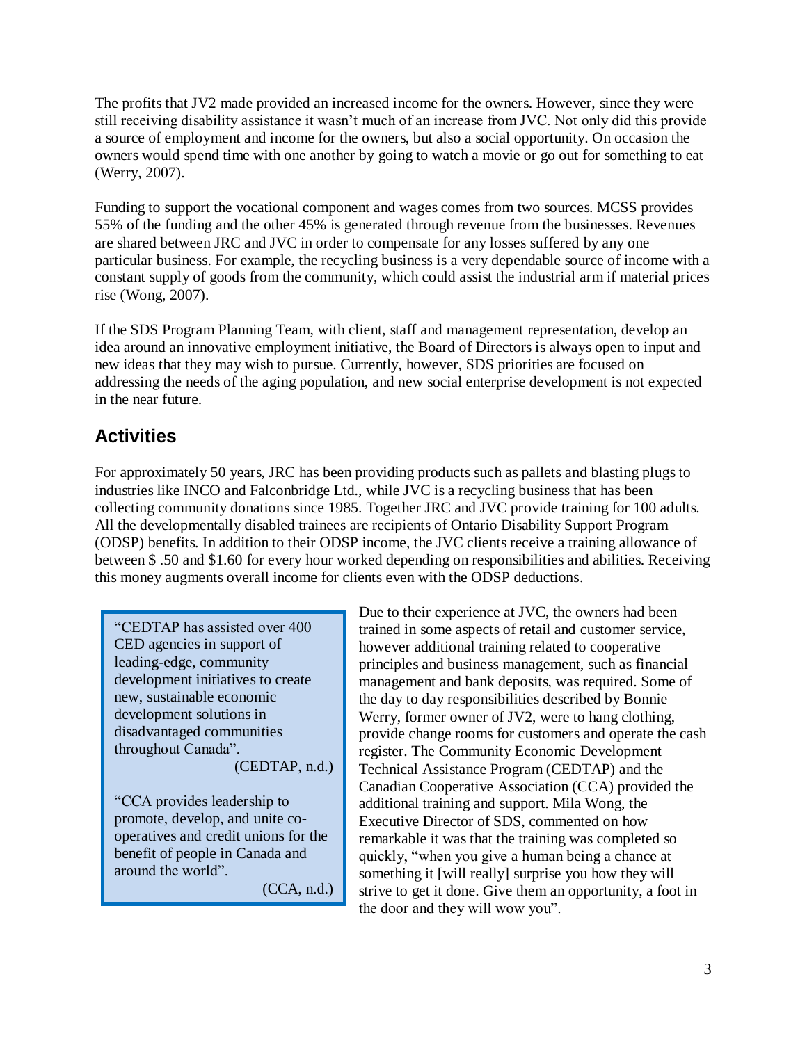The profits that JV2 made provided an increased income for the owners. However, since they were still receiving disability assistance it wasn't much of an increase from JVC. Not only did this provide a source of employment and income for the owners, but also a social opportunity. On occasion the owners would spend time with one another by going to watch a movie or go out for something to eat (Werry, 2007).

Funding to support the vocational component and wages comes from two sources. MCSS provides 55% of the funding and the other 45% is generated through revenue from the businesses. Revenues are shared between JRC and JVC in order to compensate for any losses suffered by any one particular business. For example, the recycling business is a very dependable source of income with a constant supply of goods from the community, which could assist the industrial arm if material prices rise (Wong, 2007).

If the SDS Program Planning Team, with client, staff and management representation, develop an idea around an innovative employment initiative, the Board of Directors is always open to input and new ideas that they may wish to pursue. Currently, however, SDS priorities are focused on addressing the needs of the aging population, and new social enterprise development is not expected in the near future.

## Activities

For approximately 50 years, JRC has been providing products such as pallets and blasting plugs to industries like INCO and Falconbridge Ltd., while JVC is a recycling business that has been collecting community donations since 1985. Together JRC and JVC provide training for 100 adults. All the developmentally disabled trainees are recipients of Ontario Disability Support Program (ODSP) benefits. In addition to their ODSP income, the JVC clients receive a training allowance of between $ .50 and $1.60 for every hour worked depending on responsibilities and abilities. Receiving this money augments overall income for clients even with the ODSP deductions.

> "CEDTAP has assisted over 400 CED agencies in support of leading-edge, community development initiatives to create new, sustainable economic development solutions in disadvantaged communities throughout Canada".
> (CEDTAP, n.d.)
>
> "CCA provides leadership to promote, develop, and unite co-operatives and credit unions for the benefit of people in Canada and around the world".
> (CCA, n.d.)

Due to their experience at JVC, the owners had been trained in some aspects of retail and customer service, however additional training related to cooperative principles and business management, such as financial management and bank deposits, was required. Some of the day to day responsibilities described by Bonnie Werry, former owner of JV2, were to hang clothing, provide change rooms for customers and operate the cash register. The Community Economic Development Technical Assistance Program (CEDTAP) and the Canadian Cooperative Association (CCA) provided the additional training and support. Mila Wong, the Executive Director of SDS, commented on how remarkable it was that the training was completed so quickly, "when you give a human being a chance at something it [will really] surprise you how they will strive to get it done. Give them an opportunity, a foot in the door and they will wow you".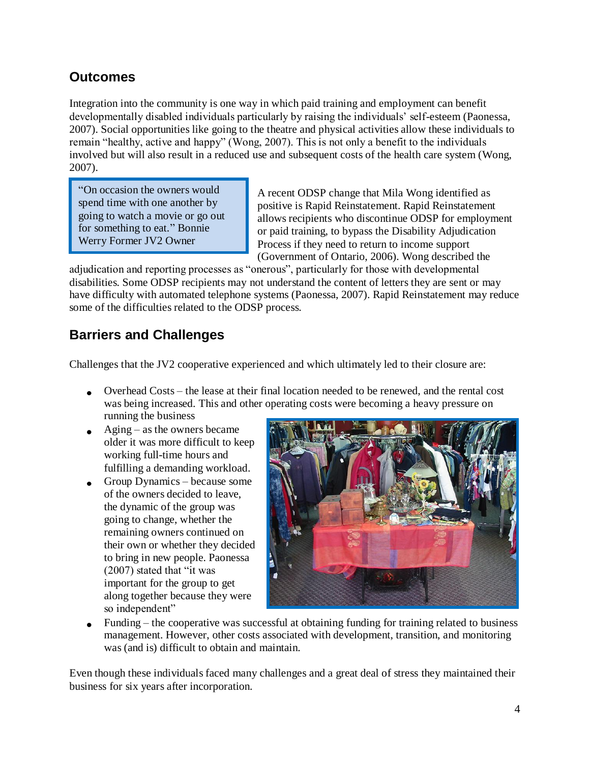## Outcomes

Integration into the community is one way in which paid training and employment can benefit developmentally disabled individuals particularly by raising the individuals' self-esteem (Paonessa, 2007). Social opportunities like going to the theatre and physical activities allow these individuals to remain "healthy, active and happy" (Wong, 2007). This is not only a benefit to the individuals involved but will also result in a reduced use and subsequent costs of the health care system (Wong, 2007).

> "On occasion the owners would spend time with one another by going to watch a movie or go out for something to eat." Bonnie Werry Former JV2 Owner

A recent ODSP change that Mila Wong identified as positive is Rapid Reinstatement. Rapid Reinstatement allows recipients who discontinue ODSP for employment or paid training, to bypass the Disability Adjudication Process if they need to return to income support (Government of Ontario, 2006). Wong described the adjudication and reporting processes as "onerous", particularly for those with developmental disabilities. Some ODSP recipients may not understand the content of letters they are sent or may have difficulty with automated telephone systems (Paonessa, 2007). Rapid Reinstatement may reduce some of the difficulties related to the ODSP process.

## Barriers and Challenges

Challenges that the JV2 cooperative experienced and which ultimately led to their closure are:

- Overhead Costs – the lease at their final location needed to be renewed, and the rental cost was being increased. This and other operating costs were becoming a heavy pressure on running the business
- Aging – as the owners became older it was more difficult to keep working full-time hours and fulfilling a demanding workload.
- Group Dynamics – because some of the owners decided to leave, the dynamic of the group was going to change, whether the remaining owners continued on their own or whether they decided to bring in new people. Paonessa (2007) stated that "it was important for the group to get along together because they were so independent"
- Funding – the cooperative was successful at obtaining funding for training related to business management. However, other costs associated with development, transition, and monitoring was (and is) difficult to obtain and maintain.

Even though these individuals faced many challenges and a great deal of stress they maintained their business for six years after incorporation.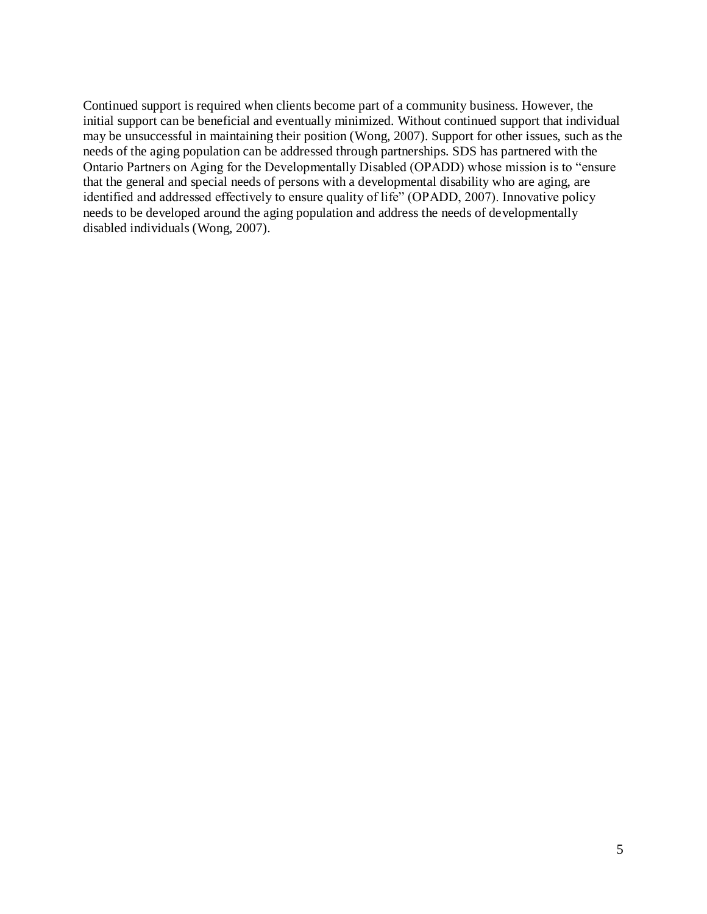Continued support is required when clients become part of a community business. However, the initial support can be beneficial and eventually minimized. Without continued support that individual may be unsuccessful in maintaining their position (Wong, 2007). Support for other issues, such as the needs of the aging population can be addressed through partnerships. SDS has partnered with the Ontario Partners on Aging for the Developmentally Disabled (OPADD) whose mission is to "ensure that the general and special needs of persons with a developmental disability who are aging, are identified and addressed effectively to ensure quality of life" (OPADD, 2007). Innovative policy needs to be developed around the aging population and address the needs of developmentally disabled individuals (Wong, 2007).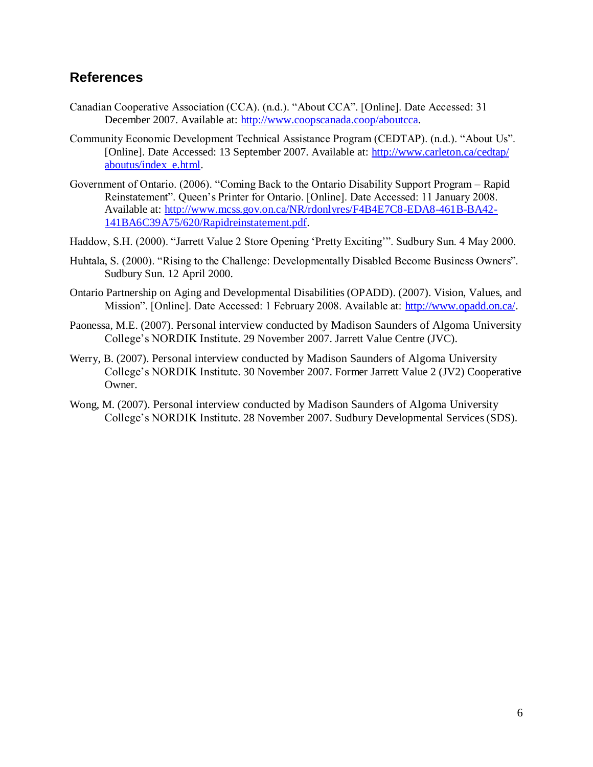## References

Canadian Cooperative Association (CCA). (n.d.). "About CCA". [Online]. Date Accessed: 31 December 2007. Available at: http://www.coopscanada.coop/aboutcca.

Community Economic Development Technical Assistance Program (CEDTAP). (n.d.). "About Us". [Online]. Date Accessed: 13 September 2007. Available at: http://www.carleton.ca/cedtap/aboutus/index_e.html.

Government of Ontario. (2006). "Coming Back to the Ontario Disability Support Program – Rapid Reinstatement". Queen's Printer for Ontario. [Online]. Date Accessed: 11 January 2008. Available at: http://www.mcss.gov.on.ca/NR/rdonlyres/F4B4E7C8-EDA8-461B-BA42-141BA6C39A75/620/Rapidreinstatement.pdf.

Haddow, S.H. (2000). "Jarrett Value 2 Store Opening 'Pretty Exciting'". Sudbury Sun. 4 May 2000.

Huhtala, S. (2000). "Rising to the Challenge: Developmentally Disabled Become Business Owners". Sudbury Sun. 12 April 2000.

Ontario Partnership on Aging and Developmental Disabilities (OPADD). (2007). Vision, Values, and Mission". [Online]. Date Accessed: 1 February 2008. Available at: http://www.opadd.on.ca/.

Paonessa, M.E. (2007). Personal interview conducted by Madison Saunders of Algoma University College's NORDIK Institute. 29 November 2007. Jarrett Value Centre (JVC).

Werry, B. (2007). Personal interview conducted by Madison Saunders of Algoma University College's NORDIK Institute. 30 November 2007. Former Jarrett Value 2 (JV2) Cooperative Owner.

Wong, M. (2007). Personal interview conducted by Madison Saunders of Algoma University College's NORDIK Institute. 28 November 2007. Sudbury Developmental Services (SDS).